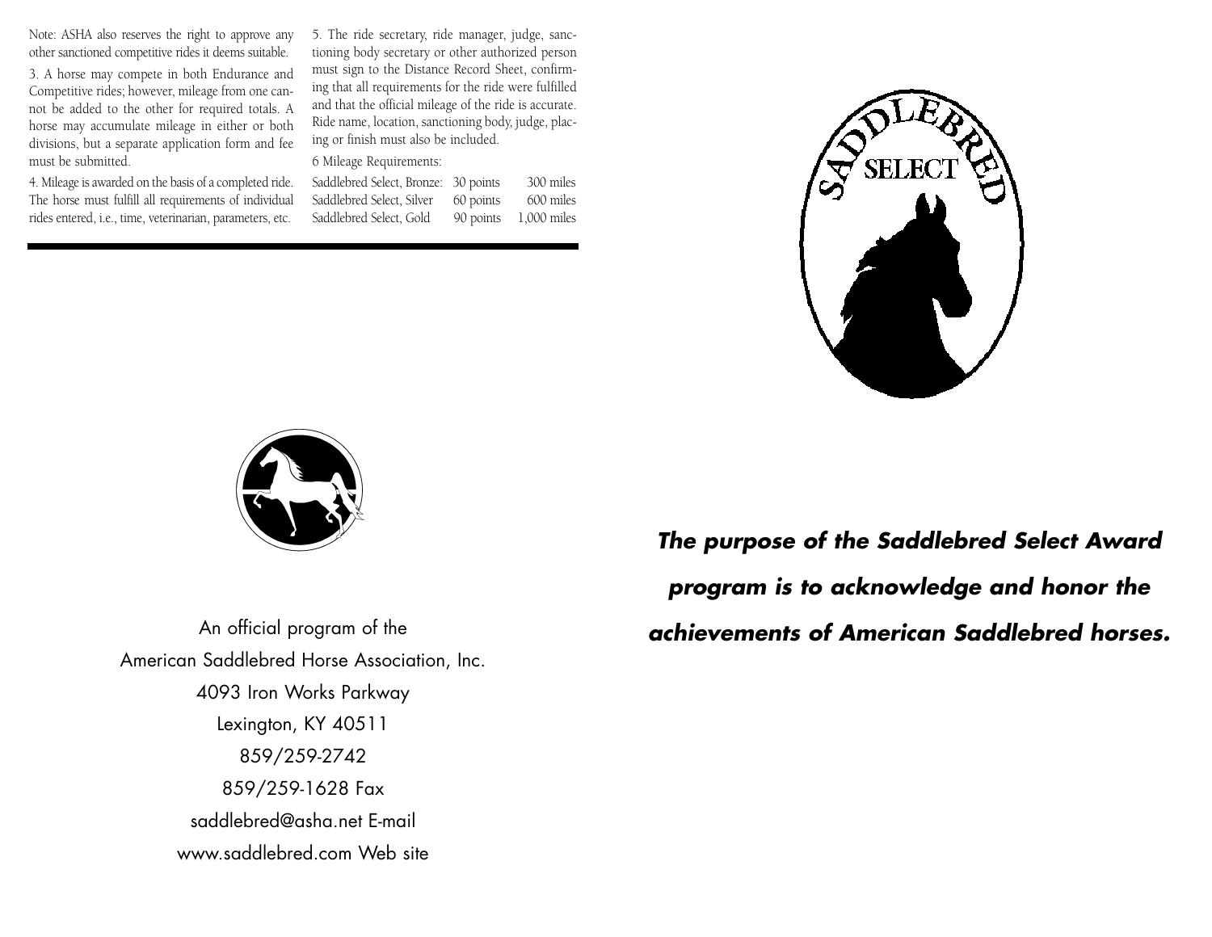Note: ASHA also reserves the right to approve any other sanctioned competitive rides it deems suitable.

3. A horse may compete in both Endurance and Competitive rides; however, mileage from one cannot be added to the other for required totals. A horse may accumulate mileage in either or both divisions, but a separate application form and fee must be submitted.

4. Mileage is awarded on the basis of a completed ride. The horse must fulfill all requirements of individual rides entered, i.e., time, veterinarian, parameters, etc.

5. The ride secretary, ride manager, judge, sanctioning body secretary or other authorized person must sign to the Distance Record Sheet, confirming that all requirements for the ride were fulfilled and that the official mileage of the ride is accurate. Ride name, location, sanctioning body, judge, placing or finish must also be included.

6 Mileage Requirements:

| | | |
|---|---|---|
| Saddlebred Select, Bronze: | 30 points | 300 miles |
| Saddlebred Select, Silver | 60 points | 600 miles |
| Saddlebred Select, Gold | 90 points | 1,000 miles |

SADDLEBRED SELECT

An official program of the
American Saddlebred Horse Association, Inc.
4093 Iron Works Parkway
Lexington, KY 40511
859/259-2742
859/259-1628 Fax
saddlebred@asha.net E-mail
www.saddlebred.com Web site

***The purpose of the Saddlebred Select Award program is to acknowledge and honor the achievements of American Saddlebred horses.***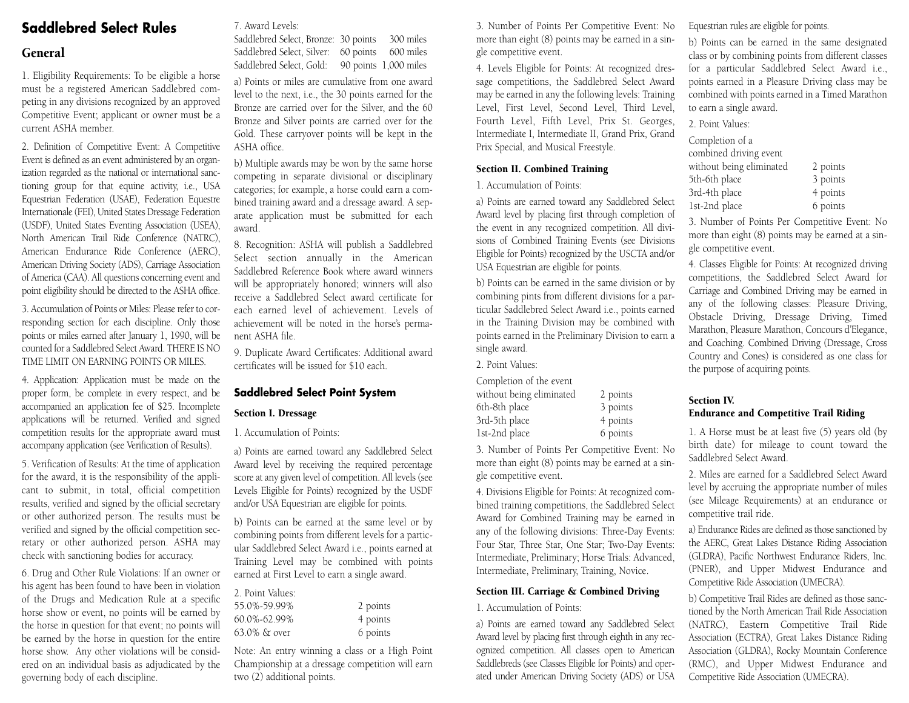# Saddlebred Select Rules

## General

1. Eligibility Requirements: To be eligible a horse must be a registered American Saddlebred competing in any divisions recognized by an approved Competitive Event; applicant or owner must be a current ASHA member.

2. Definition of Competitive Event: A Competitive Event is defined as an event administered by an organization regarded as the national or international sanctioning group for that equine activity, i.e., USA Equestrian Federation (USAE), Federation Equestre Internationale (FEI), United States Dressage Federation (USDF), United States Eventing Association (USEA), North American Trail Ride Conference (NATRC), American Endurance Ride Conference (AERC), American Driving Society (ADS), Carriage Association of America (CAA). All questions concerning event and point eligibility should be directed to the ASHA office.

3. Accumulation of Points or Miles: Please refer to corresponding section for each discipline. Only those points or miles earned after January 1, 1990, will be counted for a Saddlebred Select Award. THERE IS NO TIME LIMIT ON EARNING POINTS OR MILES.

4. Application: Application must be made on the proper form, be complete in every respect, and be accompanied an application fee of $25. Incomplete applications will be returned. Verified and signed competition results for the appropriate award must accompany application (see Verification of Results).

5. Verification of Results: At the time of application for the award, it is the responsibility of the applicant to submit, in total, official competition results, verified and signed by the official secretary or other authorized person. The results must be verified and signed by the official competition secretary or other authorized person. ASHA may check with sanctioning bodies for accuracy.

6. Drug and Other Rule Violations: If an owner or his agent has been found to have been in violation of the Drugs and Medication Rule at a specific horse show or event, no points will be earned by the horse in question for that event; no points will be earned by the horse in question for the entire horse show. Any other violations will be considered on an individual basis as adjudicated by the governing body of each discipline.

7. Award Levels:

| | | |
|---|---|---|
| Saddlebred Select, Bronze: | 30 points | 300 miles |
| Saddlebred Select, Silver: | 60 points | 600 miles |
| Saddlebred Select, Gold: | 90 points | 1,000 miles |

a) Points or miles are cumulative from one award level to the next, i.e., the 30 points earned for the Bronze are carried over for the Silver, and the 60 Bronze and Silver points are carried over for the Gold. These carryover points will be kept in the ASHA office.

b) Multiple awards may be won by the same horse competing in separate divisional or disciplinary categories; for example, a horse could earn a combined training award and a dressage award. A separate application must be submitted for each award.

8. Recognition: ASHA will publish a Saddlebred Select section annually in the American Saddlebred Reference Book where award winners will be appropriately honored; winners will also receive a Saddlebred Select award certificate for each earned level of achievement. Levels of achievement will be noted in the horse's permanent ASHA file.

9. Duplicate Award Certificates: Additional award certificates will be issued for $10 each.

# Saddlebred Select Point System

### Section I. Dressage

1. Accumulation of Points:

a) Points are earned toward any Saddlebred Select Award level by receiving the required percentage score at any given level of competition. All levels (see Levels Eligible for Points) recognized by the USDF and/or USA Equestrian are eligible for points.

b) Points can be earned at the same level or by combining points from different levels for a particular Saddlebred Select Award i.e., points earned at Training Level may be combined with points earned at First Level to earn a single award.

2. Point Values:

| | |
|---|---|
| 55.0%-59.99% | 2 points |
| 60.0%-62.99% | 4 points |
| 63.0% & over | 6 points |

Note: An entry winning a class or a High Point Championship at a dressage competition will earn two (2) additional points.

3. Number of Points Per Competitive Event: No more than eight (8) points may be earned in a single competitive event.

4. Levels Eligible for Points: At recognized dressage competitions, the Saddlebred Select Award may be earned in any the following levels: Training Level, First Level, Second Level, Third Level, Fourth Level, Fifth Level, Prix St. Georges, Intermediate I, Intermediate II, Grand Prix, Grand Prix Special, and Musical Freestyle.

### Section II. Combined Training

1. Accumulation of Points:

a) Points are earned toward any Saddlebred Select Award level by placing first through completion of the event in any recognized competition. All divisions of Combined Training Events (see Divisions Eligible for Points) recognized by the USCTA and/or USA Equestrian are eligible for points.

b) Points can be earned in the same division or by combining pints from different divisions for a particular Saddlebred Select Award i.e., points earned in the Training Division may be combined with points earned in the Preliminary Division to earn a single award.

2. Point Values:

| | |
|---|---|
| Completion of the event without being eliminated | 2 points |
| 6th-8th place | 3 points |
| 3rd-5th place | 4 points |
| 1st-2nd place | 6 points |

3. Number of Points Per Competitive Event: No more than eight (8) points may be earned at a single competitive event.

4. Divisions Eligible for Points: At recognized combined training competitions, the Saddlebred Select Award for Combined Training may be earned in any of the following divisions: Three-Day Events: Four Star, Three Star, One Star; Two-Day Events: Intermediate, Preliminary; Horse Trials: Advanced, Intermediate, Preliminary, Training, Novice.

### Section III. Carriage & Combined Driving

1. Accumulation of Points:

a) Points are earned toward any Saddlebred Select Award level by placing first through eighth in any recognized competition. All classes open to American Saddlebreds (see Classes Eligible for Points) and operated under American Driving Society (ADS) or USA Equestrian rules are eligible for points.

b) Points can be earned in the same designated class or by combining points from different classes for a particular Saddlebred Select Award i.e., points earned in a Pleasure Driving class may be combined with points earned in a Timed Marathon to earn a single award.

2. Point Values:

| | |
|---|---|
| Completion of a combined driving event without being eliminated | 2 points |
| 5th-6th place | 3 points |
| 3rd-4th place | 4 points |
| 1st-2nd place | 6 points |

3. Number of Points Per Competitive Event: No more than eight (8) points may be earned at a single competitive event.

4. Classes Eligible for Points: At recognized driving competitions, the Saddlebred Select Award for Carriage and Combined Driving may be earned in any of the following classes: Pleasure Driving, Obstacle Driving, Dressage Driving, Timed Marathon, Pleasure Marathon, Concours d'Elegance, and Coaching. Combined Driving (Dressage, Cross Country and Cones) is considered as one class for the purpose of acquiring points.

### Section IV. Endurance and Competitive Trail Riding

1. A Horse must be at least five (5) years old (by birth date) for mileage to count toward the Saddlebred Select Award.

2. Miles are earned for a Saddlebred Select Award level by accruing the appropriate number of miles (see Mileage Requirements) at an endurance or competitive trail ride.

a) Endurance Rides are defined as those sanctioned by the AERC, Great Lakes Distance Riding Association (GLDRA), Pacific Northwest Endurance Riders, Inc. (PNER), and Upper Midwest Endurance and Competitive Ride Association (UMECRA).

b) Competitive Trail Rides are defined as those sanctioned by the North American Trail Ride Association (NATRC), Eastern Competitive Trail Ride Association (ECTRA), Great Lakes Distance Riding Association (GLDRA), Rocky Mountain Conference (RMC), and Upper Midwest Endurance and Competitive Ride Association (UMECRA).